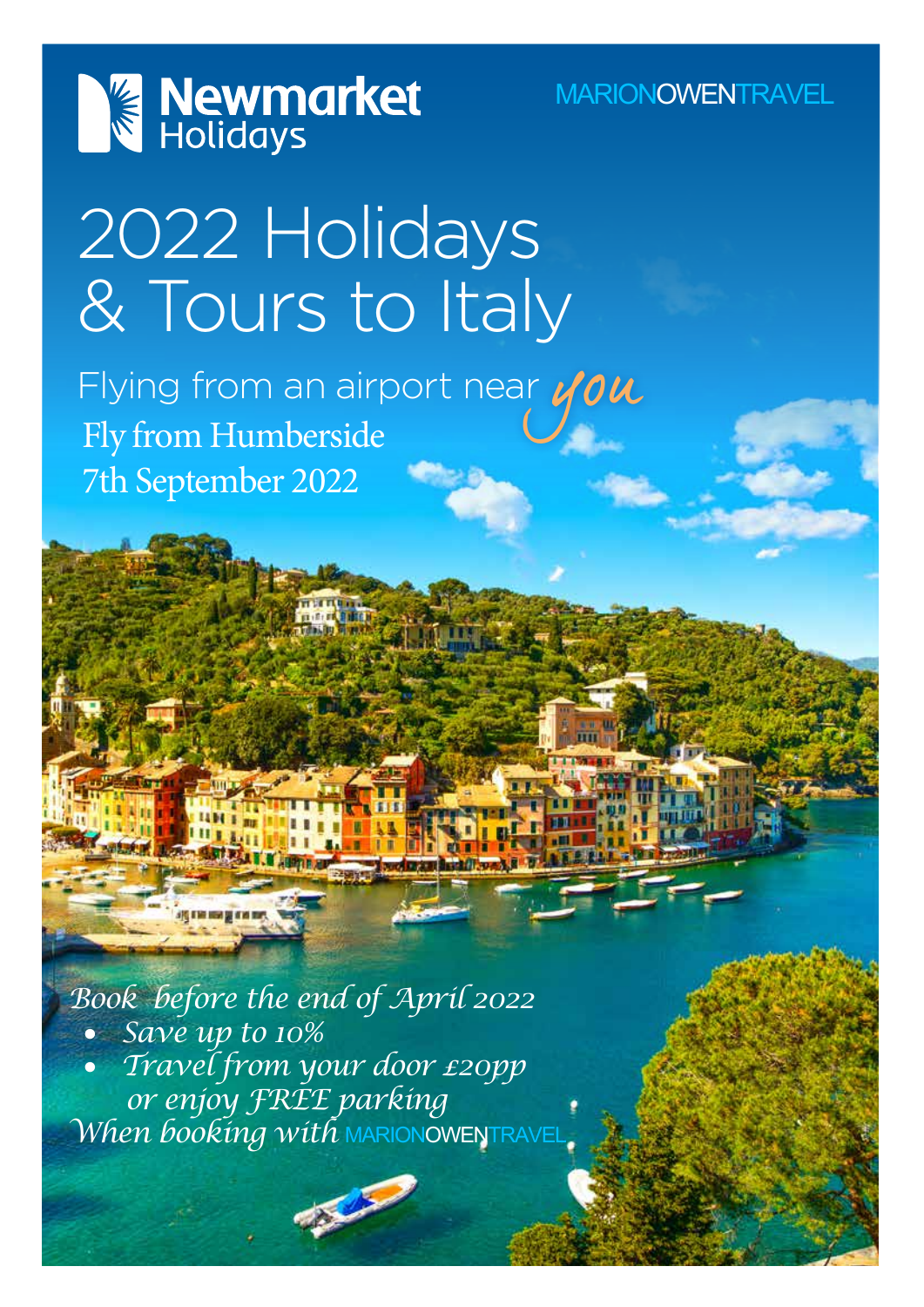Newmarket Holidays

MARIONOWENTRAVEL

# 2022 Holidays & Tours to Italy

Flying from an airport near *you*

Fly from Humberside

7th September 2022

*Book before the end of April 2022*

- *Save up to 10%*
- *Travel from your door £20pp or enjoy FREE parking*

*When booking with* MARIONOWENTRAVEL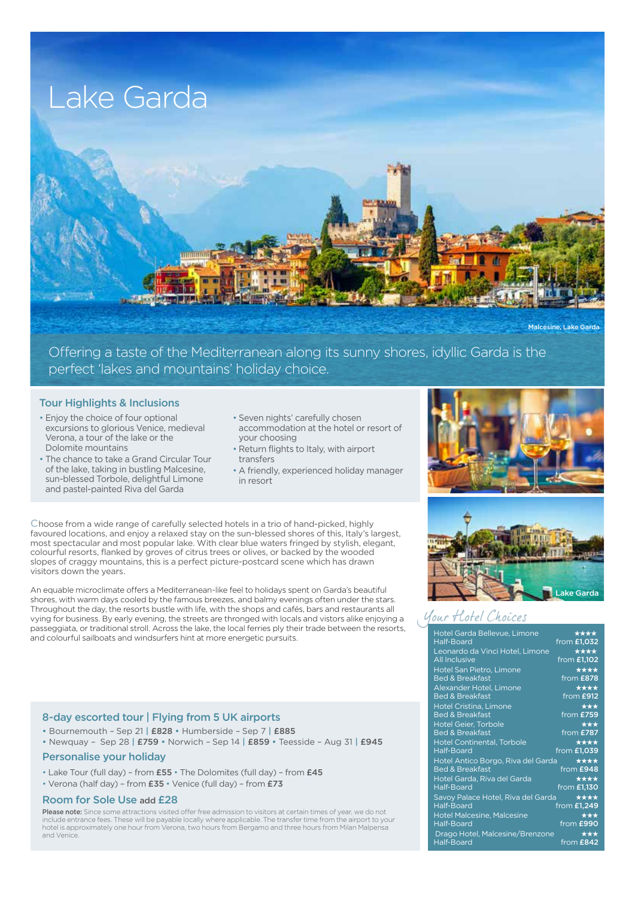# Lake Garda

Malcesine, Lake Garda

Offering a taste of the Mediterranean along its sunny shores, idyllic Garda is the perfect 'lakes and mountains' holiday choice.

## Tour Highlights & Inclusions

- Enjoy the choice of four optional excursions to glorious Venice, medieval Verona, a tour of the lake or the Dolomite mountains
- The chance to take a Grand Circular Tour of the lake, taking in bustling Malcesine, sun-blessed Torbole, delightful Limone and pastel-painted Riva del Garda
- Seven nights' carefully chosen accommodation at the hotel or resort of your choosing
- Return flights to Italy, with airport transfers
- A friendly, experienced holiday manager in resort

Choose from a wide range of carefully selected hotels in a trio of hand-picked, highly favoured locations, and enjoy a relaxed stay on the sun-blessed shores of this, Italy's largest, most spectacular and most popular lake. With clear blue waters fringed by stylish, elegant, colourful resorts, flanked by groves of citrus trees or olives, or backed by the wooded slopes of craggy mountains, this is a perfect picture-postcard scene which has drawn visitors down the years.

An equable microclimate offers a Mediterranean-like feel to holidays spent on Garda's beautiful shores, with warm days cooled by the famous breezes, and balmy evenings often under the stars. Throughout the day, the resorts bustle with life, with the shops and cafés, bars and restaurants all vying for business. By early evening, the streets are thronged with locals and vistors alike enjoying a passeggiata, or traditional stroll. Across the lake, the local ferries ply their trade between the resorts, and colourful sailboats and windsurfers hint at more energetic pursuits.

## 8-day escorted tour | Flying from 5 UK airports

- Bournemouth – Sep 21 | **£828** • Humberside – Sep 7 | **£885**
- Newquay – Sep 28 | **£759** • Norwich – Sep 14 | **£859** • Teesside – Aug 31 | **£945**

## Personalise your holiday

- Lake Tour (full day) – from **£55** • The Dolomites (full day) – from **£45**
- Verona (half day) – from **£35** • Venice (full day) – from **£73**

## Room for Sole Use add £28

**Please note:** Since some attractions visited offer free admission to visitors at certain times of year, we do not include entrance fees. These will be payable locally where applicable. The transfer time from the airport to your hotel is approximately one hour from Verona, two hours from Bergamo and three hours from Milan Malpensa and Venice.

Lake Garda

## Your Hotel Choices

| Hotel | Rating / Price |
|---|---|
| Hotel Garda Bellevue, Limone<br>Half-Board | ★★★★<br>from £1,032 |
| Leonardo da Vinci Hotel, Limone<br>All Inclusive | ★★★★<br>from £1,102 |
| Hotel San Pietro, Limone<br>Bed & Breakfast | ★★★★<br>from £878 |
| Alexander Hotel, Limone<br>Bed & Breakfast | ★★★★<br>from £912 |
| Hotel Cristina, Limone<br>Bed & Breakfast | ★★★<br>from £759 |
| Hotel Geier, Torbole<br>Bed & Breakfast | ★★★<br>from £787 |
| Hotel Continental, Torbole<br>Half-Board | ★★★★<br>from £1,039 |
| Hotel Antico Borgo, Riva del Garda<br>Bed & Breakfast | ★★★★<br>from £948 |
| Hotel Garda, Riva del Garda<br>Half-Board | ★★★★<br>from £1,130 |
| Savoy Palace Hotel, Riva del Garda<br>Half-Board | ★★★★<br>from £1,249 |
| Hotel Malcesine, Malcesine<br>Half-Board | ★★★<br>from £990 |
| Drago Hotel, Malcesine/Brenzone<br>Half-Board | ★★★<br>from £842 |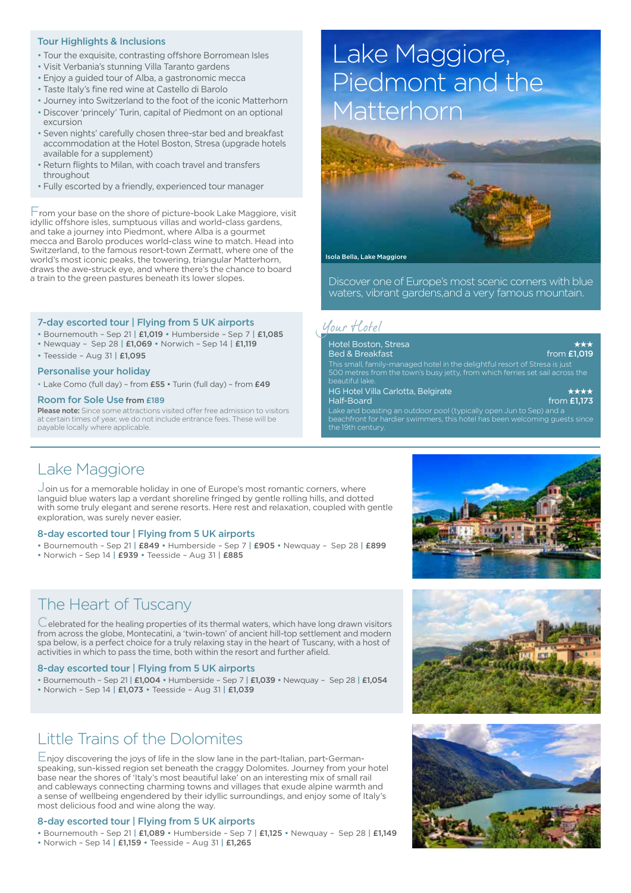# Lake Maggiore, Piedmont and the Matterhorn

Isola Bella, Lake Maggiore

Discover one of Europe's most scenic corners with blue waters, vibrant gardens,and a very famous mountain.

### Tour Highlights & Inclusions

- Tour the exquisite, contrasting offshore Borromean Isles
- Visit Verbania's stunning Villa Taranto gardens
- Enjoy a guided tour of Alba, a gastronomic mecca
- Taste Italy's fine red wine at Castello di Barolo
- Journey into Switzerland to the foot of the iconic Matterhorn
- Discover 'princely' Turin, capital of Piedmont on an optional excursion
- Seven nights' carefully chosen three-star bed and breakfast accommodation at the Hotel Boston, Stresa (upgrade hotels available for a supplement)
- Return flights to Milan, with coach travel and transfers throughout
- Fully escorted by a friendly, experienced tour manager

From your base on the shore of picture-book Lake Maggiore, visit idyllic offshore isles, sumptuous villas and world-class gardens, and take a journey into Piedmont, where Alba is a gourmet mecca and Barolo produces world-class wine to match. Head into Switzerland, to the famous resort-town Zermatt, where one of the world's most iconic peaks, the towering, triangular Matterhorn, draws the awe-struck eye, and where there's the chance to board a train to the green pastures beneath its lower slopes.

### 7-day escorted tour | Flying from 5 UK airports

- Bournemouth – Sep 21 | **£1,019** • Humberside – Sep 7 | **£1,085**
- Newquay – Sep 28 | **£1,069** • Norwich – Sep 14 | **£1,119**
- Teesside – Aug 31 | **£1,095**

### Personalise your holiday

- Lake Como (full day) – from **£55** • Turin (full day) – from **£49**

### Room for Sole Use from £189

**Please note:** Since some attractions visited offer free admission to visitors at certain times of year, we do not include entrance fees. These will be payable locally where applicable.

### *Your Hotel*

**Hotel Boston, Stresa** ★★★
Bed & Breakfast — from **£1,019**
This small, family-managed hotel in the delightful resort of Stresa is just 500 metres from the town's busy jetty, from which ferries set sail across the beautiful lake.

**HG Hotel Villa Carlotta, Belgirate** ★★★★
Half-Board — from **£1,173**
Lake and boasting an outdoor pool (typically open Jun to Sep) and a beachfront for hardier swimmers, this hotel has been welcoming guests since the 19th century.

## Lake Maggiore

Join us for a memorable holiday in one of Europe's most romantic corners, where languid blue waters lap a verdant shoreline fringed by gentle rolling hills, and dotted with some truly elegant and serene resorts. Here rest and relaxation, coupled with gentle exploration, was surely never easier.

### 8-day escorted tour | Flying from 5 UK airports

- Bournemouth – Sep 21 | **£849** • Humberside – Sep 7 | **£905** • Newquay – Sep 28 | **£899**
- Norwich – Sep 14 | **£939** • Teesside – Aug 31 | **£885**

## The Heart of Tuscany

Celebrated for the healing properties of its thermal waters, which have long drawn visitors from across the globe, Montecatini, a 'twin-town' of ancient hill-top settlement and modern spa below, is a perfect choice for a truly relaxing stay in the heart of Tuscany, with a host of activities in which to pass the time, both within the resort and further afield.

### 8-day escorted tour | Flying from 5 UK airports

- Bournemouth – Sep 21 | **£1,004** • Humberside – Sep 7 | **£1,039** • Newquay – Sep 28 | **£1,054**
- Norwich – Sep 14 | **£1,073** • Teesside – Aug 31 | **£1,039**

## Little Trains of the Dolomites

Enjoy discovering the joys of life in the slow lane in the part-Italian, part-German-speaking, sun-kissed region set beneath the craggy Dolomites. Journey from your hotel base near the shores of 'Italy's most beautiful lake' on an interesting mix of small rail and cableways connecting charming towns and villages that exude alpine warmth and a sense of wellbeing engendered by their idyllic surroundings, and enjoy some of Italy's most delicious food and wine along the way.

### 8-day escorted tour | Flying from 5 UK airports

- Bournemouth – Sep 21 | **£1,089** • Humberside – Sep 7 | **£1,125** • Newquay – Sep 28 | **£1,149**
- Norwich – Sep 14 | **£1,159** • Teesside – Aug 31 | **£1,265**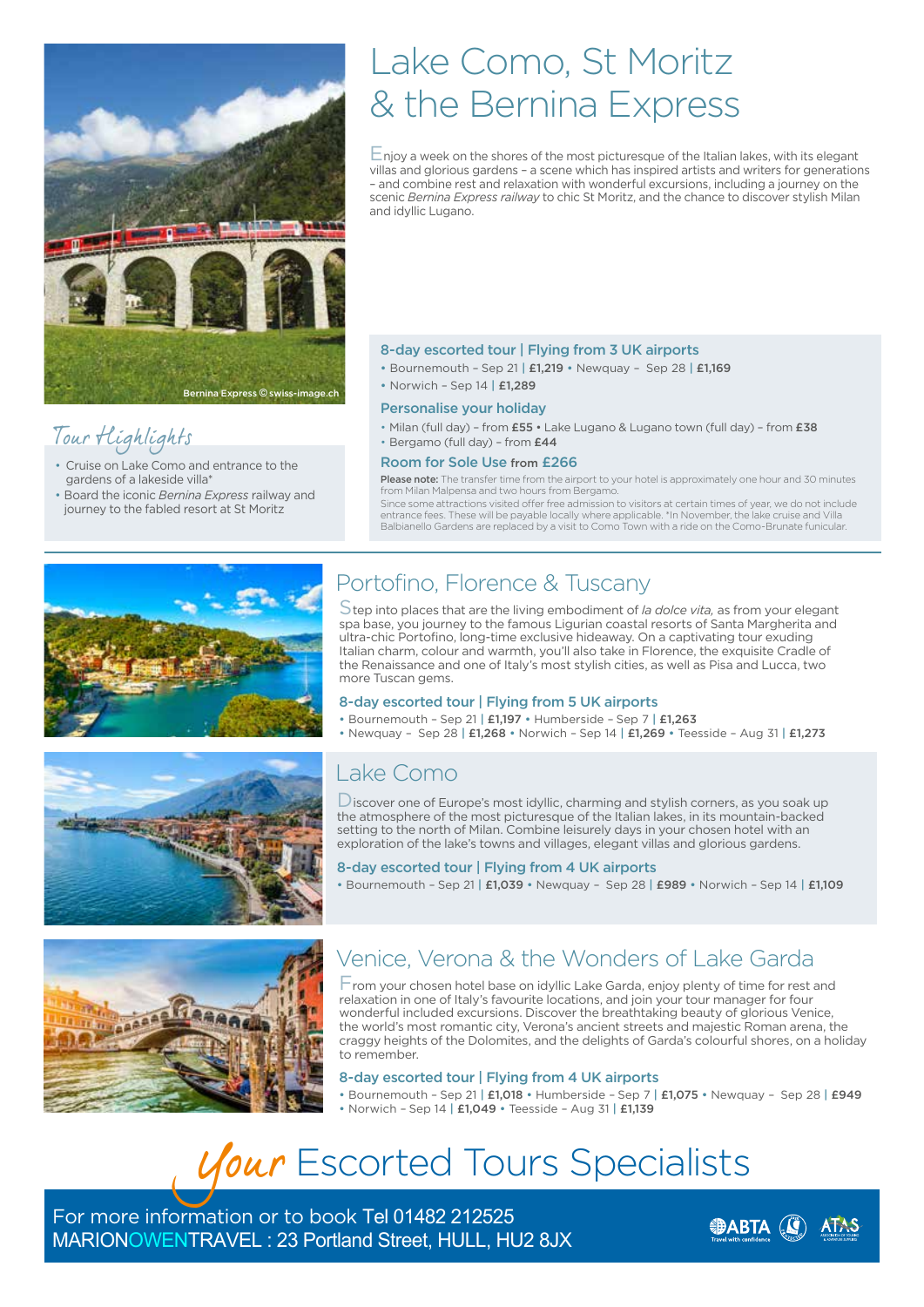# Lake Como, St Moritz & the Bernina Express

Enjoy a week on the shores of the most picturesque of the Italian lakes, with its elegant villas and glorious gardens – a scene which has inspired artists and writers for generations – and combine rest and relaxation with wonderful excursions, including a journey on the scenic *Bernina Express railway* to chic St Moritz, and the chance to discover stylish Milan and idyllic Lugano.

Bernina Express © swiss-image.ch

## Tour Highlights

- Cruise on Lake Como and entrance to the gardens of a lakeside villa*
- Board the iconic *Bernina Express* railway and journey to the fabled resort at St Moritz

### 8-day escorted tour | Flying from 3 UK airports

- Bournemouth – Sep 21 | **£1,219** • Newquay – Sep 28 | **£1,169**
- Norwich – Sep 14 | **£1,289**

### Personalise your holiday

- Milan (full day) – from **£55** • Lake Lugano & Lugano town (full day) – from **£38**
- Bergamo (full day) – from **£44**

### Room for Sole Use from £266

**Please note:** The transfer time from the airport to your hotel is approximately one hour and 30 minutes from Milan Malpensa and two hours from Bergamo.
Since some attractions visited offer free admission to visitors at certain times of year, we do not include entrance fees. These will be payable locally where applicable. *In November, the lake cruise and Villa Balbianello Gardens are replaced by a visit to Como Town with a ride on the Como-Brunate funicular.

# Portofino, Florence & Tuscany

Step into places that are the living embodiment of *la dolce vita,* as from your elegant spa base, you journey to the famous Ligurian coastal resorts of Santa Margherita and ultra-chic Portofino, long-time exclusive hideaway. On a captivating tour exuding Italian charm, colour and warmth, you'll also take in Florence, the exquisite Cradle of the Renaissance and one of Italy's most stylish cities, as well as Pisa and Lucca, two more Tuscan gems.

### 8-day escorted tour | Flying from 5 UK airports

- Bournemouth – Sep 21 | **£1,197** • Humberside – Sep 7 | **£1,263**
- Newquay – Sep 28 | **£1,268** • Norwich – Sep 14 | **£1,269** • Teesside – Aug 31 | **£1,273**

# Lake Como

Discover one of Europe's most idyllic, charming and stylish corners, as you soak up the atmosphere of the most picturesque of the Italian lakes, in its mountain-backed setting to the north of Milan. Combine leisurely days in your chosen hotel with an exploration of the lake's towns and villages, elegant villas and glorious gardens.

### 8-day escorted tour | Flying from 4 UK airports

- Bournemouth – Sep 21 | **£1,039** • Newquay – Sep 28 | **£989** • Norwich – Sep 14 | **£1,109**

# Venice, Verona & the Wonders of Lake Garda

From your chosen hotel base on idyllic Lake Garda, enjoy plenty of time for rest and relaxation in one of Italy's favourite locations, and join your tour manager for four wonderful included excursions. Discover the breathtaking beauty of glorious Venice, the world's most romantic city, Verona's ancient streets and majestic Roman arena, the craggy heights of the Dolomites, and the delights of Garda's colourful shores, on a holiday to remember.

### 8-day escorted tour | Flying from 4 UK airports

- Bournemouth – Sep 21 | **£1,018** • Humberside – Sep 7 | **£1,075** • Newquay – Sep 28 | **£949**
- Norwich – Sep 14 | **£1,049** • Teesside – Aug 31 | **£1,139**

# *Your* Escorted Tours Specialists

For more information or to book Tel 01482 212525
MARIONOWENTRAVEL : 23 Portland Street, HULL, HU2 8JX

ABTA Travel with confidence